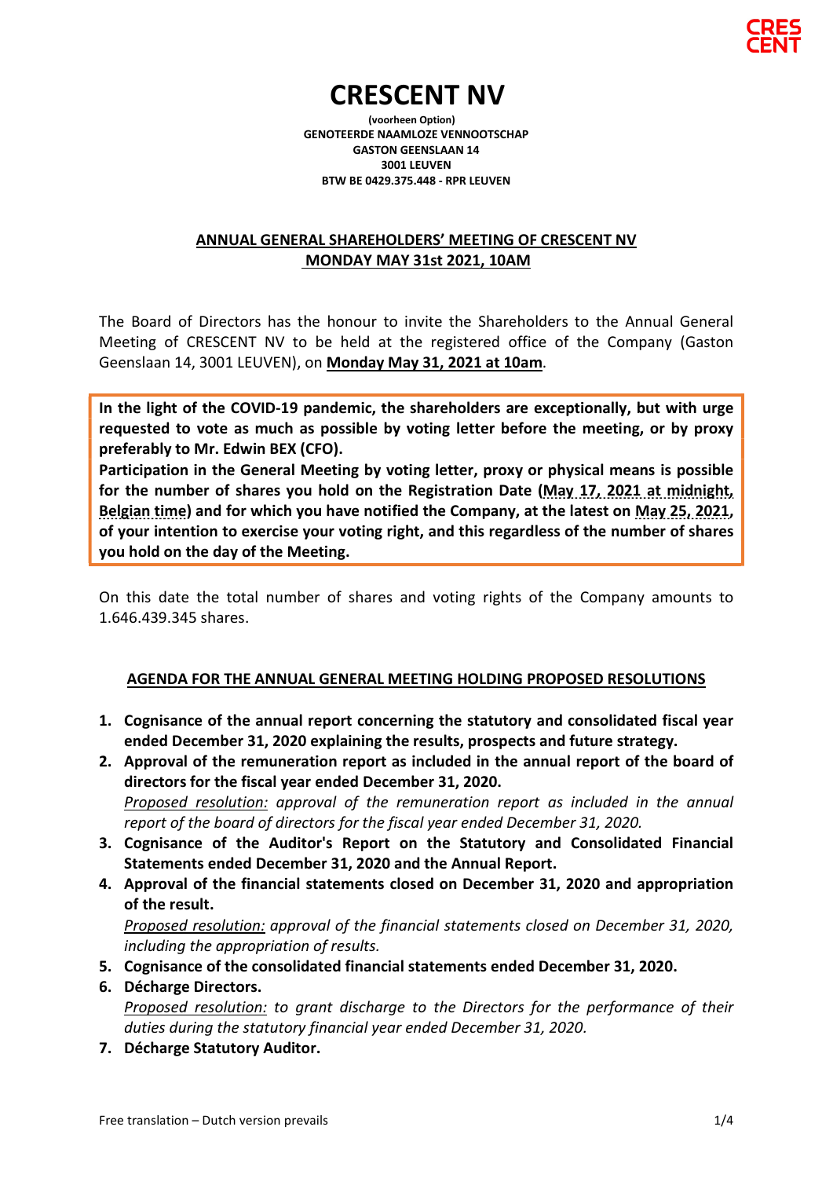# CRESCENT NV

**(voorheen Option)**
**GENOTEERDE NAAMLOZE VENNOOTSCHAP**
**GASTON GEENSLAAN 14**
**3001 LEUVEN**
**BTW BE 0429.375.448 - RPR LEUVEN**

## ANNUAL GENERAL SHAREHOLDERS' MEETING OF CRESCENT NV MONDAY MAY 31st 2021, 10AM

The Board of Directors has the honour to invite the Shareholders to the Annual General Meeting of CRESCENT NV to be held at the registered office of the Company (Gaston Geenslaan 14, 3001 LEUVEN), on **Monday May 31, 2021 at 10am**.

**In the light of the COVID-19 pandemic, the shareholders are exceptionally, but with urge requested to vote as much as possible by voting letter before the meeting, or by proxy preferably to Mr. Edwin BEX (CFO).**

**Participation in the General Meeting by voting letter, proxy or physical means is possible for the number of shares you hold on the Registration Date (May 17, 2021 at midnight, Belgian time) and for which you have notified the Company, at the latest on May 25, 2021, of your intention to exercise your voting right, and this regardless of the number of shares you hold on the day of the Meeting.**

On this date the total number of shares and voting rights of the Company amounts to 1.646.439.345 shares.

## AGENDA FOR THE ANNUAL GENERAL MEETING HOLDING PROPOSED RESOLUTIONS

1. **Cognisance of the annual report concerning the statutory and consolidated fiscal year ended December 31, 2020 explaining the results, prospects and future strategy.**
2. **Approval of the remuneration report as included in the annual report of the board of directors for the fiscal year ended December 31, 2020.**
   *Proposed resolution: approval of the remuneration report as included in the annual report of the board of directors for the fiscal year ended December 31, 2020.*
3. **Cognisance of the Auditor's Report on the Statutory and Consolidated Financial Statements ended December 31, 2020 and the Annual Report.**
4. **Approval of the financial statements closed on December 31, 2020 and appropriation of the result.**
   *Proposed resolution: approval of the financial statements closed on December 31, 2020, including the appropriation of results.*
5. **Cognisance of the consolidated financial statements ended December 31, 2020.**
6. **Décharge Directors.**
   *Proposed resolution: to grant discharge to the Directors for the performance of their duties during the statutory financial year ended December 31, 2020.*
7. **Décharge Statutory Auditor.**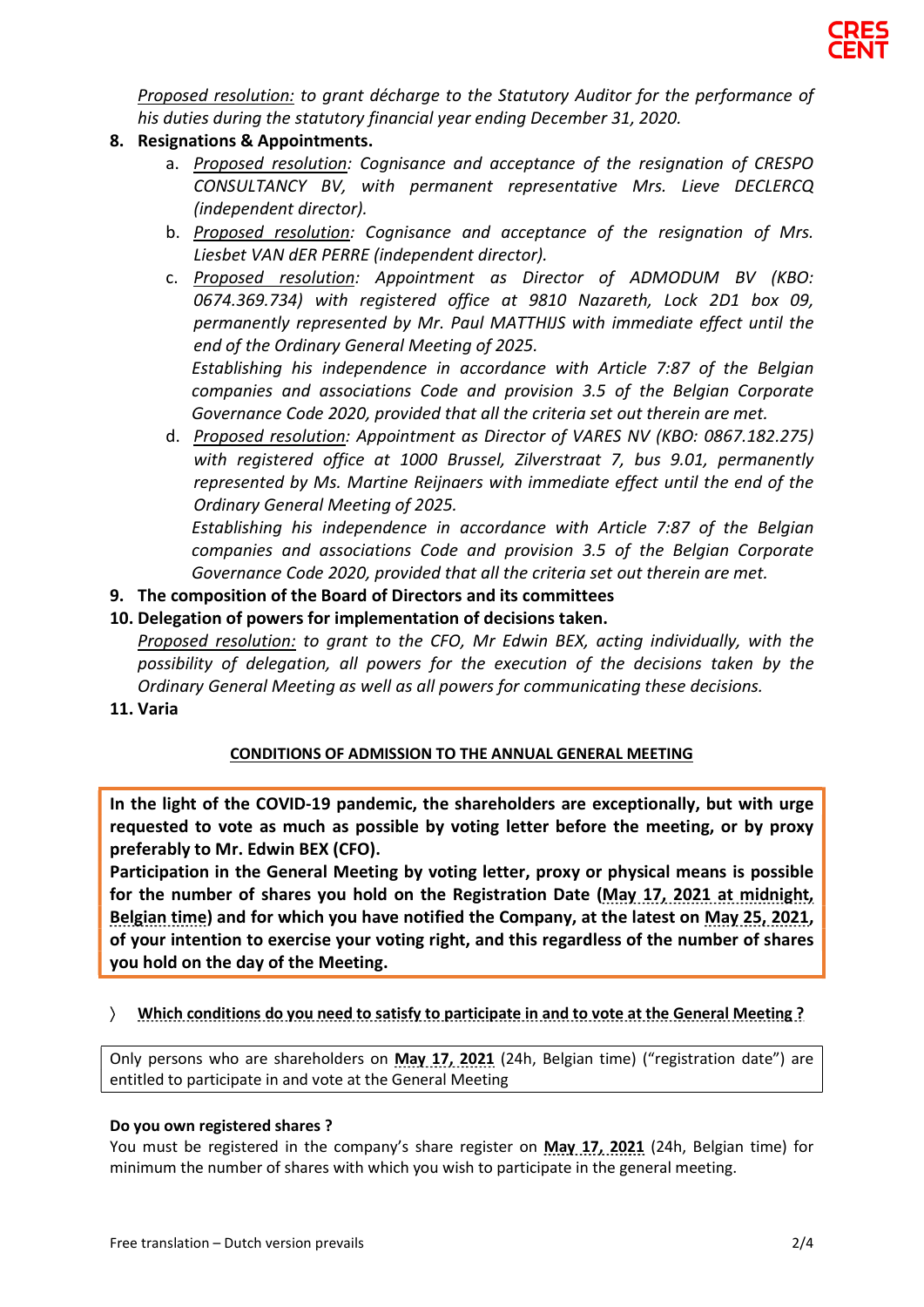*Proposed resolution: to grant décharge to the Statutory Auditor for the performance of his duties during the statutory financial year ending December 31, 2020.*

8. **Resignations & Appointments.**
   a. *Proposed resolution: Cognisance and acceptance of the resignation of CRESPO CONSULTANCY BV, with permanent representative Mrs. Lieve DECLERCQ (independent director).*
   b. *Proposed resolution: Cognisance and acceptance of the resignation of Mrs. Liesbet VAN dER PERRE (independent director).*
   c. *Proposed resolution: Appointment as Director of ADMODUM BV (KBO: 0674.369.734) with registered office at 9810 Nazareth, Lock 2D1 box 09, permanently represented by Mr. Paul MATTHIJS with immediate effect until the end of the Ordinary General Meeting of 2025.*
      *Establishing his independence in accordance with Article 7:87 of the Belgian companies and associations Code and provision 3.5 of the Belgian Corporate Governance Code 2020, provided that all the criteria set out therein are met.*
   d. *Proposed resolution: Appointment as Director of VARES NV (KBO: 0867.182.275) with registered office at 1000 Brussel, Zilverstraat 7, bus 9.01, permanently represented by Ms. Martine Reijnaers with immediate effect until the end of the Ordinary General Meeting of 2025.*
      *Establishing his independence in accordance with Article 7:87 of the Belgian companies and associations Code and provision 3.5 of the Belgian Corporate Governance Code 2020, provided that all the criteria set out therein are met.*
9. **The composition of the Board of Directors and its committees**
10. **Delegation of powers for implementation of decisions taken.**
    *Proposed resolution: to grant to the CFO, Mr Edwin BEX, acting individually, with the possibility of delegation, all powers for the execution of the decisions taken by the Ordinary General Meeting as well as all powers for communicating these decisions.*
11. **Varia**

## CONDITIONS OF ADMISSION TO THE ANNUAL GENERAL MEETING

**In the light of the COVID-19 pandemic, the shareholders are exceptionally, but with urge requested to vote as much as possible by voting letter before the meeting, or by proxy preferably to Mr. Edwin BEX (CFO).**

**Participation in the General Meeting by voting letter, proxy or physical means is possible for the number of shares you hold on the Registration Date (May 17, 2021 at midnight, Belgian time) and for which you have notified the Company, at the latest on May 25, 2021, of your intention to exercise your voting right, and this regardless of the number of shares you hold on the day of the Meeting.**

### 〉 Which conditions do you need to satisfy to participate in and to vote at the General Meeting ?

Only persons who are shareholders on **May 17, 2021** (24h, Belgian time) ("registration date") are entitled to participate in and vote at the General Meeting

**Do you own registered shares ?**

You must be registered in the company's share register on **May 17, 2021** (24h, Belgian time) for minimum the number of shares with which you wish to participate in the general meeting.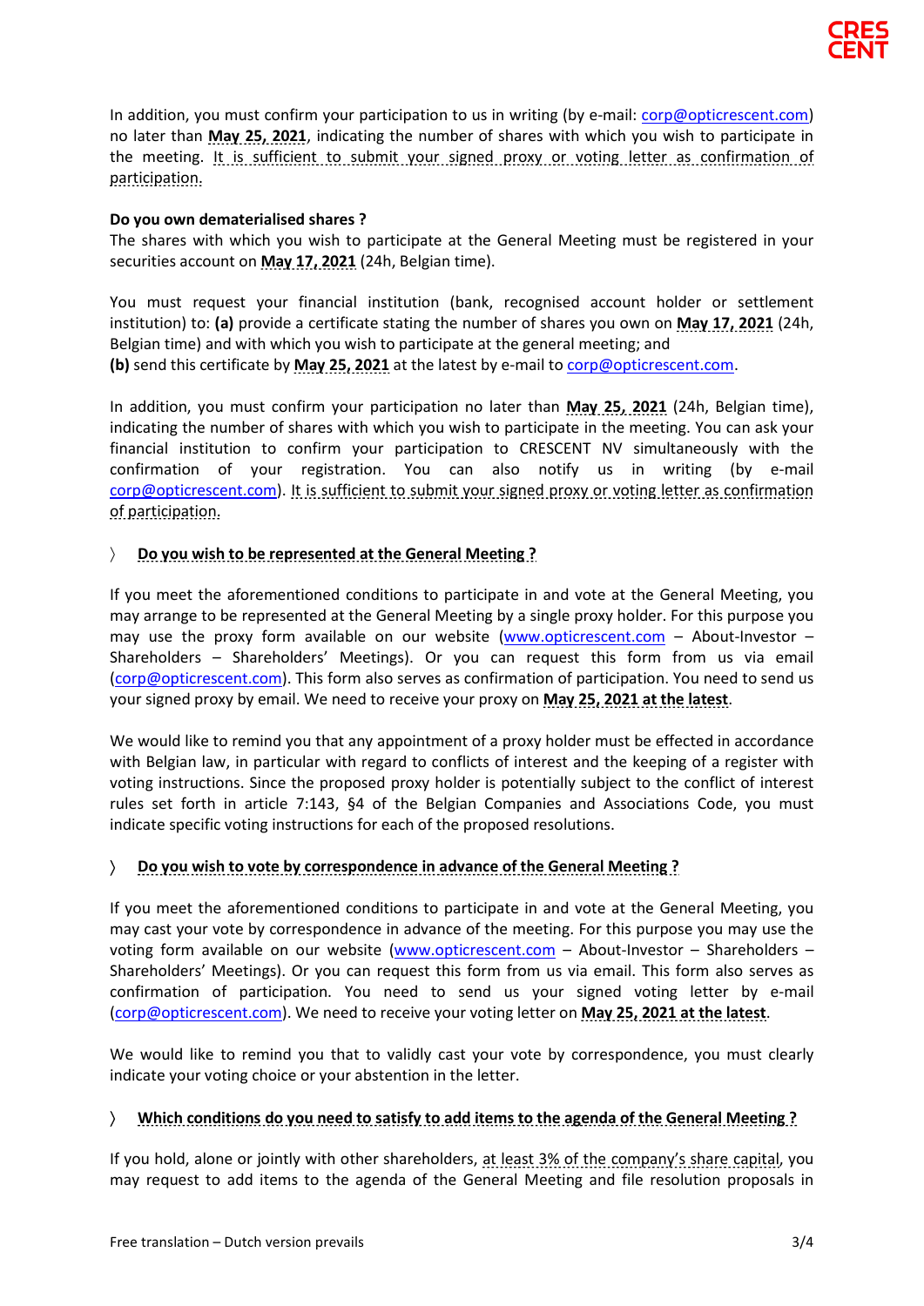In addition, you must confirm your participation to us in writing (by e-mail: corp@opticrescent.com) no later than **May 25, 2021**, indicating the number of shares with which you wish to participate in the meeting. It is sufficient to submit your signed proxy or voting letter as confirmation of participation.

**Do you own dematerialised shares ?**

The shares with which you wish to participate at the General Meeting must be registered in your securities account on **May 17, 2021** (24h, Belgian time).

You must request your financial institution (bank, recognised account holder or settlement institution) to: **(a)** provide a certificate stating the number of shares you own on **May 17, 2021** (24h, Belgian time) and with which you wish to participate at the general meeting; and **(b)** send this certificate by **May 25, 2021** at the latest by e-mail to corp@opticrescent.com.

In addition, you must confirm your participation no later than **May 25, 2021** (24h, Belgian time), indicating the number of shares with which you wish to participate in the meeting. You can ask your financial institution to confirm your participation to CRESCENT NV simultaneously with the confirmation of your registration. You can also notify us in writing (by e-mail corp@opticrescent.com). It is sufficient to submit your signed proxy or voting letter as confirmation of participation.

## 〉 Do you wish to be represented at the General Meeting ?

If you meet the aforementioned conditions to participate in and vote at the General Meeting, you may arrange to be represented at the General Meeting by a single proxy holder. For this purpose you may use the proxy form available on our website (www.opticrescent.com – About-Investor – Shareholders – Shareholders' Meetings). Or you can request this form from us via email (corp@opticrescent.com). This form also serves as confirmation of participation. You need to send us your signed proxy by email. We need to receive your proxy on **May 25, 2021 at the latest**.

We would like to remind you that any appointment of a proxy holder must be effected in accordance with Belgian law, in particular with regard to conflicts of interest and the keeping of a register with voting instructions. Since the proposed proxy holder is potentially subject to the conflict of interest rules set forth in article 7:143, §4 of the Belgian Companies and Associations Code, you must indicate specific voting instructions for each of the proposed resolutions.

## 〉 Do you wish to vote by correspondence in advance of the General Meeting ?

If you meet the aforementioned conditions to participate in and vote at the General Meeting, you may cast your vote by correspondence in advance of the meeting. For this purpose you may use the voting form available on our website (www.opticrescent.com – About-Investor – Shareholders – Shareholders' Meetings). Or you can request this form from us via email. This form also serves as confirmation of participation. You need to send us your signed voting letter by e-mail (corp@opticrescent.com). We need to receive your voting letter on **May 25, 2021 at the latest**.

We would like to remind you that to validly cast your vote by correspondence, you must clearly indicate your voting choice or your abstention in the letter.

## 〉 Which conditions do you need to satisfy to add items to the agenda of the General Meeting ?

If you hold, alone or jointly with other shareholders, at least 3% of the company's share capital, you may request to add items to the agenda of the General Meeting and file resolution proposals in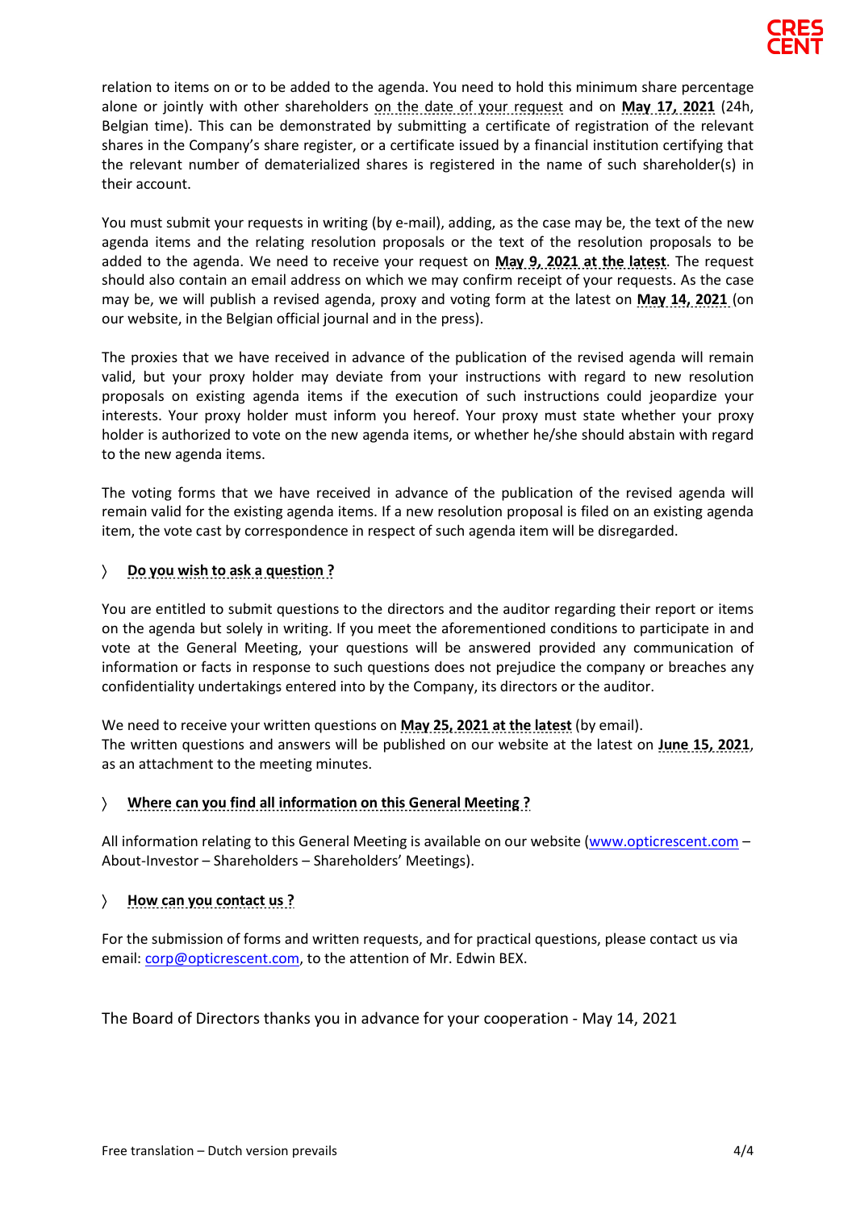relation to items on or to be added to the agenda. You need to hold this minimum share percentage alone or jointly with other shareholders on the date of your request and on **May 17, 2021** (24h, Belgian time). This can be demonstrated by submitting a certificate of registration of the relevant shares in the Company's share register, or a certificate issued by a financial institution certifying that the relevant number of dematerialized shares is registered in the name of such shareholder(s) in their account.

You must submit your requests in writing (by e-mail), adding, as the case may be, the text of the new agenda items and the relating resolution proposals or the text of the resolution proposals to be added to the agenda. We need to receive your request on **May 9, 2021 at the latest**. The request should also contain an email address on which we may confirm receipt of your requests. As the case may be, we will publish a revised agenda, proxy and voting form at the latest on **May 14, 2021** (on our website, in the Belgian official journal and in the press).

The proxies that we have received in advance of the publication of the revised agenda will remain valid, but your proxy holder may deviate from your instructions with regard to new resolution proposals on existing agenda items if the execution of such instructions could jeopardize your interests. Your proxy holder must inform you hereof. Your proxy must state whether your proxy holder is authorized to vote on the new agenda items, or whether he/she should abstain with regard to the new agenda items.

The voting forms that we have received in advance of the publication of the revised agenda will remain valid for the existing agenda items. If a new resolution proposal is filed on an existing agenda item, the vote cast by correspondence in respect of such agenda item will be disregarded.

### 〉 Do you wish to ask a question ?

You are entitled to submit questions to the directors and the auditor regarding their report or items on the agenda but solely in writing. If you meet the aforementioned conditions to participate in and vote at the General Meeting, your questions will be answered provided any communication of information or facts in response to such questions does not prejudice the company or breaches any confidentiality undertakings entered into by the Company, its directors or the auditor.

We need to receive your written questions on **May 25, 2021 at the latest** (by email).
The written questions and answers will be published on our website at the latest on **June 15, 2021**, as an attachment to the meeting minutes.

### 〉 Where can you find all information on this General Meeting ?

All information relating to this General Meeting is available on our website (www.opticrescent.com – About-Investor – Shareholders – Shareholders' Meetings).

### 〉 How can you contact us ?

For the submission of forms and written requests, and for practical questions, please contact us via email: corp@opticrescent.com, to the attention of Mr. Edwin BEX.

The Board of Directors thanks you in advance for your cooperation - May 14, 2021

Free translation – Dutch version prevails